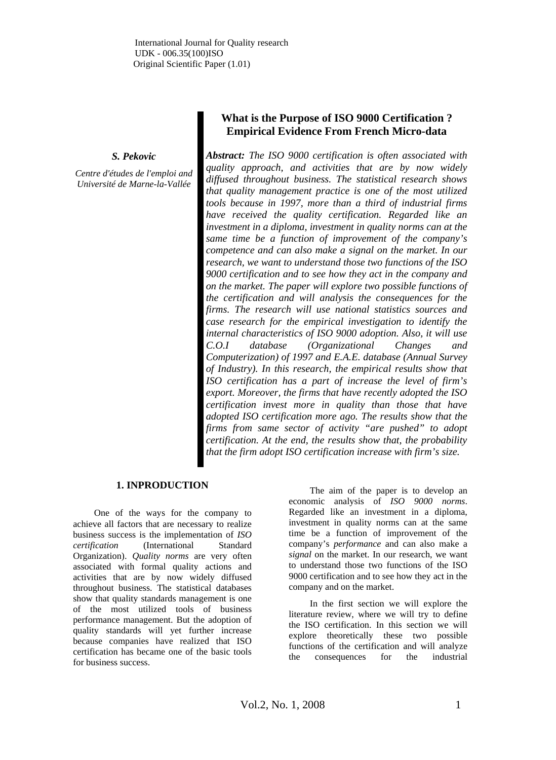International Journal for Quality research
UDK - 006.35(100)ISO
Original Scientific Paper (1.01)

# What is the Purpose of ISO 9000 Certification ? Empirical Evidence From French Micro-data

***S. Pekovic***

*Centre d'études de l'emploi and Université de Marne-la-Vallée*

***Abstract:*** *The ISO 9000 certification is often associated with quality approach, and activities that are by now widely diffused throughout business. The statistical research shows that quality management practice is one of the most utilized tools because in 1997, more than a third of industrial firms have received the quality certification. Regarded like an investment in a diploma, investment in quality norms can at the same time be a function of improvement of the company's competence and can also make a signal on the market. In our research, we want to understand those two functions of the ISO 9000 certification and to see how they act in the company and on the market. The paper will explore two possible functions of the certification and will analysis the consequences for the firms. The research will use national statistics sources and case research for the empirical investigation to identify the internal characteristics of ISO 9000 adoption. Also, it will use C.O.I database (Organizational Changes and Computerization) of 1997 and E.A.E. database (Annual Survey of Industry). In this research, the empirical results show that ISO certification has a part of increase the level of firm's export. Moreover, the firms that have recently adopted the ISO certification invest more in quality than those that have adopted ISO certification more ago. The results show that the firms from same sector of activity "are pushed" to adopt certification. At the end, the results show that, the probability that the firm adopt ISO certification increase with firm's size.*

## 1. INPRODUCTION

One of the ways for the company to achieve all factors that are necessary to realize business success is the implementation of *ISO certification* (International Standard Organization). *Quality norms* are very often associated with formal quality actions and activities that are by now widely diffused throughout business. The statistical databases show that quality standards management is one of the most utilized tools of business performance management. But the adoption of quality standards will yet further increase because companies have realized that ISO certification has became one of the basic tools for business success.

The aim of the paper is to develop an economic analysis of *ISO 9000 norms*. Regarded like an investment in a diploma, investment in quality norms can at the same time be a function of improvement of the company's *performance* and can also make a *signal* on the market. In our research, we want to understand those two functions of the ISO 9000 certification and to see how they act in the company and on the market.

In the first section we will explore the literature review, where we will try to define the ISO certification. In this section we will explore theoretically these two possible functions of the certification and will analyze the consequences for the industrial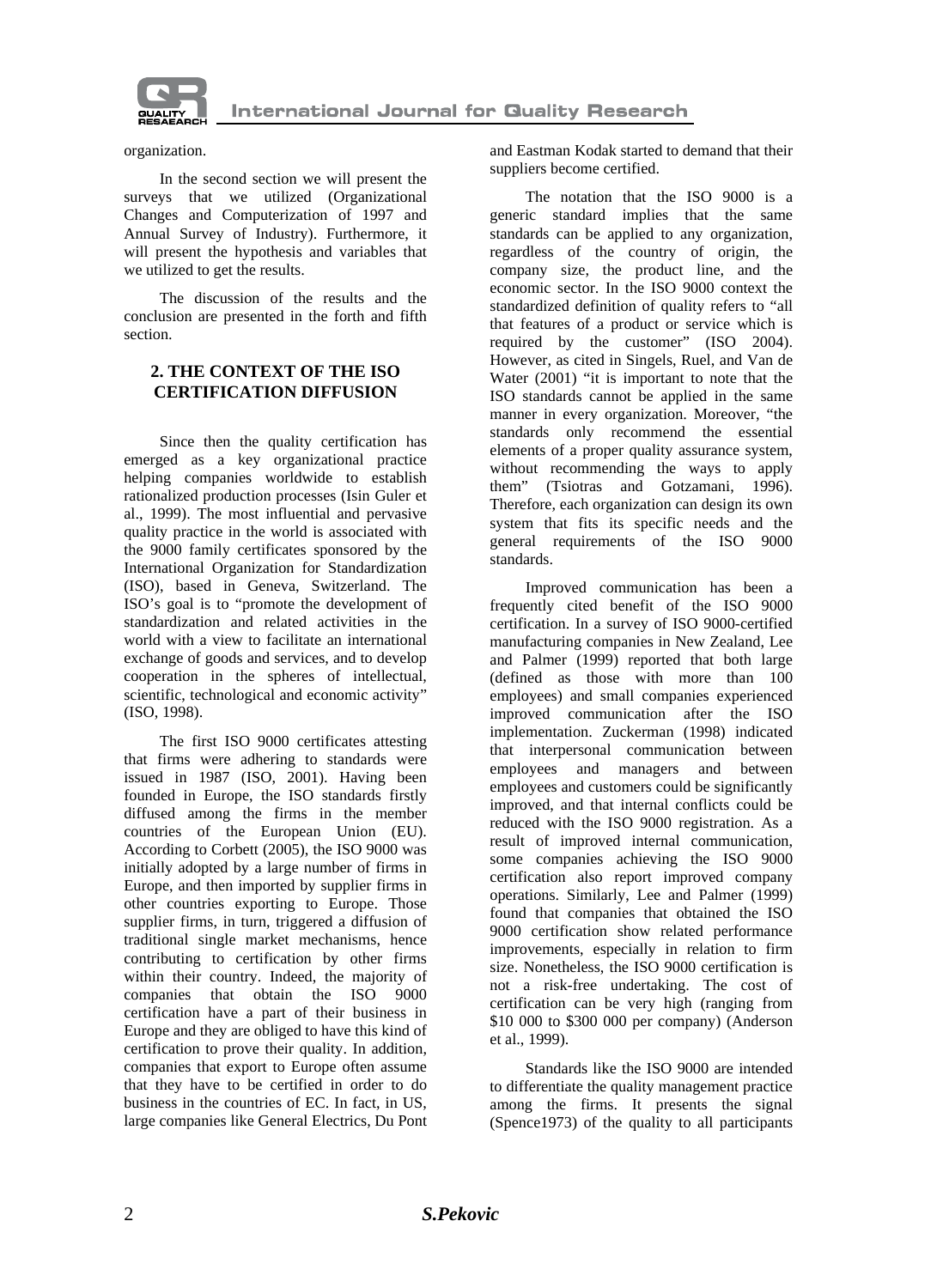organization.

In the second section we will present the surveys that we utilized (Organizational Changes and Computerization of 1997 and Annual Survey of Industry). Furthermore, it will present the hypothesis and variables that we utilized to get the results.

The discussion of the results and the conclusion are presented in the forth and fifth section.

## 2. THE CONTEXT OF THE ISO CERTIFICATION DIFFUSION

Since then the quality certification has emerged as a key organizational practice helping companies worldwide to establish rationalized production processes (Isin Guler et al., 1999). The most influential and pervasive quality practice in the world is associated with the 9000 family certificates sponsored by the International Organization for Standardization (ISO), based in Geneva, Switzerland. The ISO's goal is to "promote the development of standardization and related activities in the world with a view to facilitate an international exchange of goods and services, and to develop cooperation in the spheres of intellectual, scientific, technological and economic activity" (ISO, 1998).

The first ISO 9000 certificates attesting that firms were adhering to standards were issued in 1987 (ISO, 2001). Having been founded in Europe, the ISO standards firstly diffused among the firms in the member countries of the European Union (EU). According to Corbett (2005), the ISO 9000 was initially adopted by a large number of firms in Europe, and then imported by supplier firms in other countries exporting to Europe. Those supplier firms, in turn, triggered a diffusion of traditional single market mechanisms, hence contributing to certification by other firms within their country. Indeed, the majority of companies that obtain the ISO 9000 certification have a part of their business in Europe and they are obliged to have this kind of certification to prove their quality. In addition, companies that export to Europe often assume that they have to be certified in order to do business in the countries of EC. In fact, in US, large companies like General Electrics, Du Pont and Eastman Kodak started to demand that their suppliers become certified.

The notation that the ISO 9000 is a generic standard implies that the same standards can be applied to any organization, regardless of the country of origin, the company size, the product line, and the economic sector. In the ISO 9000 context the standardized definition of quality refers to "all that features of a product or service which is required by the customer" (ISO 2004). However, as cited in Singels, Ruel, and Van de Water (2001) "it is important to note that the ISO standards cannot be applied in the same manner in every organization. Moreover, "the standards only recommend the essential elements of a proper quality assurance system, without recommending the ways to apply them" (Tsiotras and Gotzamani, 1996). Therefore, each organization can design its own system that fits its specific needs and the general requirements of the ISO 9000 standards.

Improved communication has been a frequently cited benefit of the ISO 9000 certification. In a survey of ISO 9000-certified manufacturing companies in New Zealand, Lee and Palmer (1999) reported that both large (defined as those with more than 100 employees) and small companies experienced improved communication after the ISO implementation. Zuckerman (1998) indicated that interpersonal communication between employees and managers and between employees and customers could be significantly improved, and that internal conflicts could be reduced with the ISO 9000 registration. As a result of improved internal communication, some companies achieving the ISO 9000 certification also report improved company operations. Similarly, Lee and Palmer (1999) found that companies that obtained the ISO 9000 certification show related performance improvements, especially in relation to firm size. Nonetheless, the ISO 9000 certification is not a risk-free undertaking. The cost of certification can be very high (ranging from \$10 000 to \$300 000 per company) (Anderson et al., 1999).

Standards like the ISO 9000 are intended to differentiate the quality management practice among the firms. It presents the signal (Spence1973) of the quality to all participants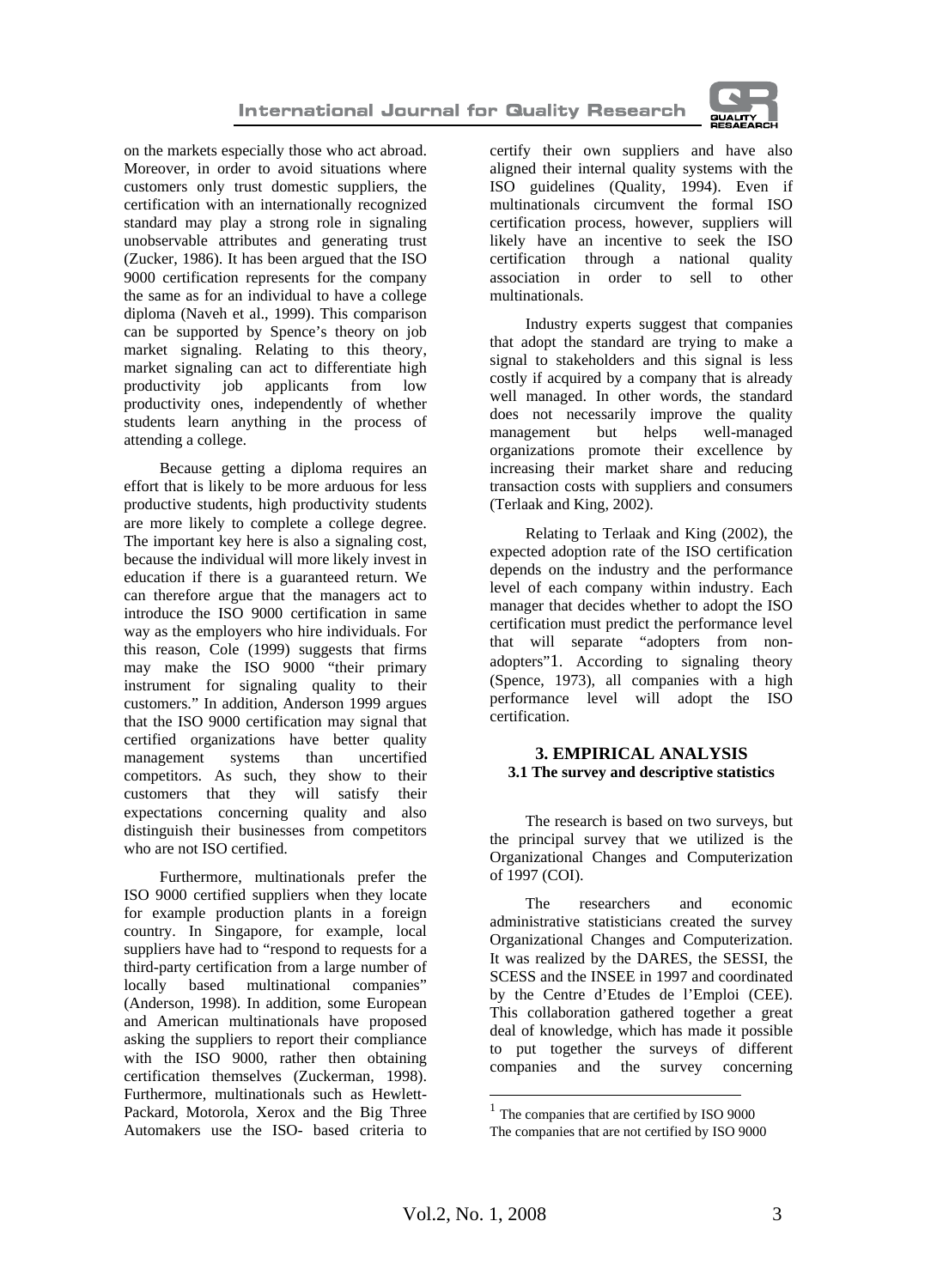on the markets especially those who act abroad. Moreover, in order to avoid situations where customers only trust domestic suppliers, the certification with an internationally recognized standard may play a strong role in signaling unobservable attributes and generating trust (Zucker, 1986). It has been argued that the ISO 9000 certification represents for the company the same as for an individual to have a college diploma (Naveh et al., 1999). This comparison can be supported by Spence's theory on job market signaling. Relating to this theory, market signaling can act to differentiate high productivity job applicants from low productivity ones, independently of whether students learn anything in the process of attending a college.

Because getting a diploma requires an effort that is likely to be more arduous for less productive students, high productivity students are more likely to complete a college degree. The important key here is also a signaling cost, because the individual will more likely invest in education if there is a guaranteed return. We can therefore argue that the managers act to introduce the ISO 9000 certification in same way as the employers who hire individuals. For this reason, Cole (1999) suggests that firms may make the ISO 9000 "their primary instrument for signaling quality to their customers." In addition, Anderson 1999 argues that the ISO 9000 certification may signal that certified organizations have better quality management systems than uncertified competitors. As such, they show to their customers that they will satisfy their expectations concerning quality and also distinguish their businesses from competitors who are not ISO certified.

Furthermore, multinationals prefer the ISO 9000 certified suppliers when they locate for example production plants in a foreign country. In Singapore, for example, local suppliers have had to "respond to requests for a third-party certification from a large number of locally based multinational companies" (Anderson, 1998). In addition, some European and American multinationals have proposed asking the suppliers to report their compliance with the ISO 9000, rather then obtaining certification themselves (Zuckerman, 1998). Furthermore, multinationals such as Hewlett-Packard, Motorola, Xerox and the Big Three Automakers use the ISO- based criteria to certify their own suppliers and have also aligned their internal quality systems with the ISO guidelines (Quality, 1994). Even if multinationals circumvent the formal ISO certification process, however, suppliers will likely have an incentive to seek the ISO certification through a national quality association in order to sell to other multinationals.

Industry experts suggest that companies that adopt the standard are trying to make a signal to stakeholders and this signal is less costly if acquired by a company that is already well managed. In other words, the standard does not necessarily improve the quality management but helps well-managed organizations promote their excellence by increasing their market share and reducing transaction costs with suppliers and consumers (Terlaak and King, 2002).

Relating to Terlaak and King (2002), the expected adoption rate of the ISO certification depends on the industry and the performance level of each company within industry. Each manager that decides whether to adopt the ISO certification must predict the performance level that will separate "adopters from non-adopters"[1]. According to signaling theory (Spence, 1973), all companies with a high performance level will adopt the ISO certification.

## 3. EMPIRICAL ANALYSIS

### 3.1 The survey and descriptive statistics

The research is based on two surveys, but the principal survey that we utilized is the Organizational Changes and Computerization of 1997 (COI).

The researchers and economic administrative statisticians created the survey Organizational Changes and Computerization. It was realized by the DARES, the SESSI, the SCESS and the INSEE in 1997 and coordinated by the Centre d'Etudes de l'Emploi (CEE). This collaboration gathered together a great deal of knowledge, which has made it possible to put together the surveys of different companies and the survey concerning

---

[1] The companies that are certified by ISO 9000
The companies that are not certified by ISO 9000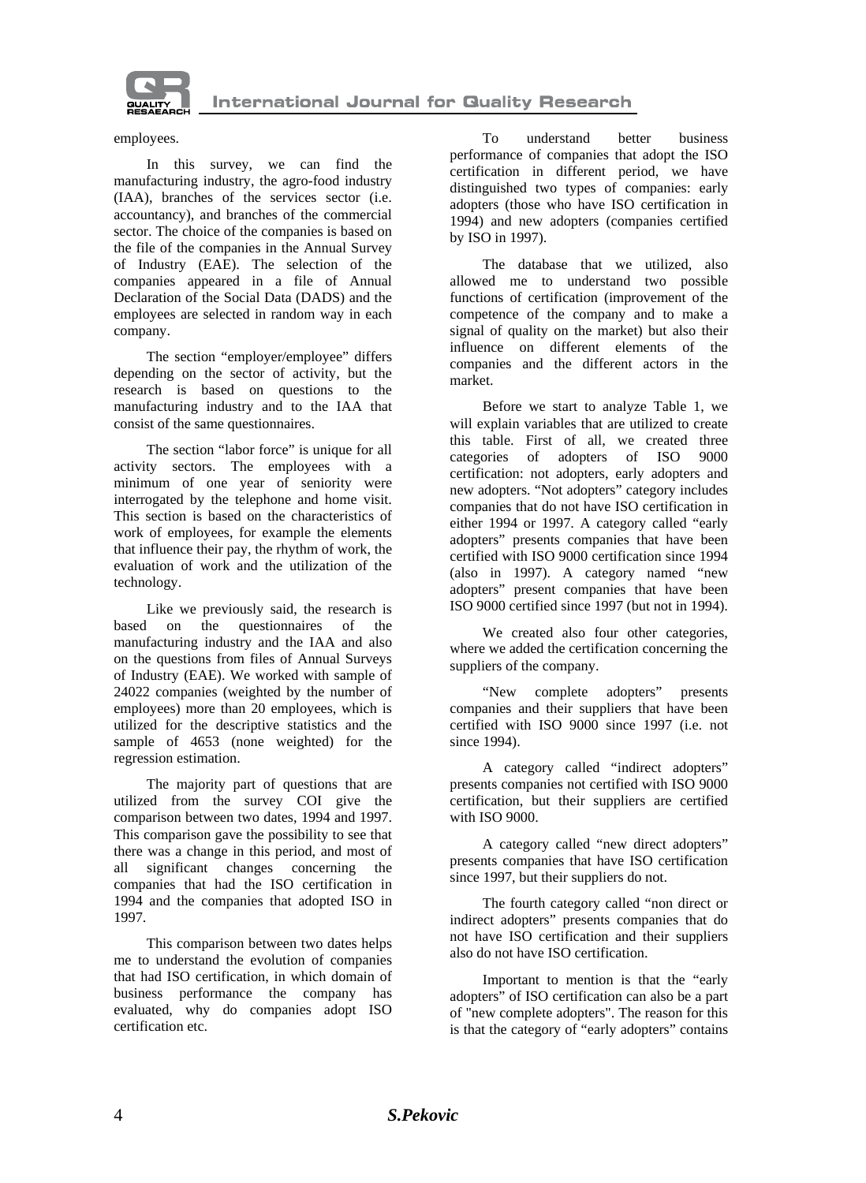employees.

In this survey, we can find the manufacturing industry, the agro-food industry (IAA), branches of the services sector (i.e. accountancy), and branches of the commercial sector. The choice of the companies is based on the file of the companies in the Annual Survey of Industry (EAE). The selection of the companies appeared in a file of Annual Declaration of the Social Data (DADS) and the employees are selected in random way in each company.

The section "employer/employee" differs depending on the sector of activity, but the research is based on questions to the manufacturing industry and to the IAA that consist of the same questionnaires.

The section "labor force" is unique for all activity sectors. The employees with a minimum of one year of seniority were interrogated by the telephone and home visit. This section is based on the characteristics of work of employees, for example the elements that influence their pay, the rhythm of work, the evaluation of work and the utilization of the technology.

Like we previously said, the research is based on the questionnaires of the manufacturing industry and the IAA and also on the questions from files of Annual Surveys of Industry (EAE). We worked with sample of 24022 companies (weighted by the number of employees) more than 20 employees, which is utilized for the descriptive statistics and the sample of 4653 (none weighted) for the regression estimation.

The majority part of questions that are utilized from the survey COI give the comparison between two dates, 1994 and 1997. This comparison gave the possibility to see that there was a change in this period, and most of all significant changes concerning the companies that had the ISO certification in 1994 and the companies that adopted ISO in 1997.

This comparison between two dates helps me to understand the evolution of companies that had ISO certification, in which domain of business performance the company has evaluated, why do companies adopt ISO certification etc.

To understand better business performance of companies that adopt the ISO certification in different period, we have distinguished two types of companies: early adopters (those who have ISO certification in 1994) and new adopters (companies certified by ISO in 1997).

The database that we utilized, also allowed me to understand two possible functions of certification (improvement of the competence of the company and to make a signal of quality on the market) but also their influence on different elements of the companies and the different actors in the market.

Before we start to analyze Table 1, we will explain variables that are utilized to create this table. First of all, we created three categories of adopters of ISO 9000 certification: not adopters, early adopters and new adopters. "Not adopters" category includes companies that do not have ISO certification in either 1994 or 1997. A category called "early adopters" presents companies that have been certified with ISO 9000 certification since 1994 (also in 1997). A category named "new adopters" present companies that have been ISO 9000 certified since 1997 (but not in 1994).

We created also four other categories, where we added the certification concerning the suppliers of the company.

"New complete adopters" presents companies and their suppliers that have been certified with ISO 9000 since 1997 (i.e. not since 1994).

A category called "indirect adopters" presents companies not certified with ISO 9000 certification, but their suppliers are certified with ISO 9000.

A category called "new direct adopters" presents companies that have ISO certification since 1997, but their suppliers do not.

The fourth category called "non direct or indirect adopters" presents companies that do not have ISO certification and their suppliers also do not have ISO certification.

Important to mention is that the "early adopters" of ISO certification can also be a part of "new complete adopters". The reason for this is that the category of "early adopters" contains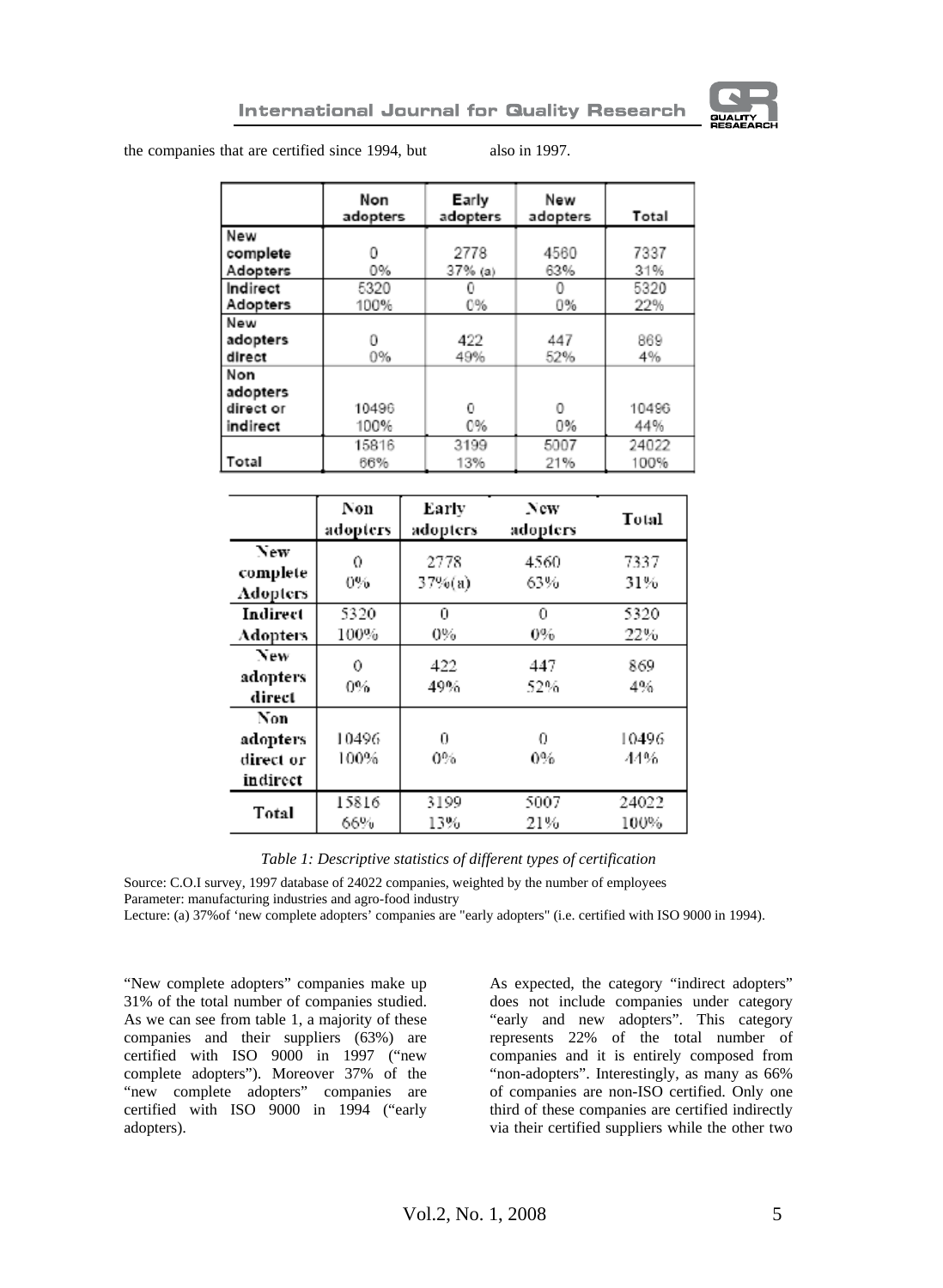the companies that are certified since 1994, but also in 1997.

| | Non adopters | Early adopters | New adopters | Total |
|---|---|---|---|---|
| New complete Adopters | 0<br>0% | 2778<br>37% (a) | 4560<br>63% | 7337<br>31% |
| Indirect Adopters | 5320<br>100% | 0<br>0% | 0<br>0% | 5320<br>22% |
| New adopters direct | 0<br>0% | 422<br>49% | 447<br>52% | 869<br>4% |
| Non adopters direct or indirect | 10496<br>100% | 0<br>0% | 0<br>0% | 10496<br>44% |
| Total | 15816<br>66% | 3199<br>13% | 5007<br>21% | 24022<br>100% |

| | Non adopters | Early adopters | New adopters | Total |
|---|---|---|---|---|
| New complete Adopters | 0<br>0% | 2778<br>37%(a) | 4560<br>63% | 7337<br>31% |
| Indirect Adopters | 5320<br>100% | 0<br>0% | 0<br>0% | 5320<br>22% |
| New adopters direct | 0<br>0% | 422<br>49% | 447<br>52% | 869<br>4% |
| Non adopters direct or indirect | 10496<br>100% | 0<br>0% | 0<br>0% | 10496<br>44% |
| Total | 15816<br>66% | 3199<br>13% | 5007<br>21% | 24022<br>100% |

*Table 1: Descriptive statistics of different types of certification*

Source: C.O.I survey, 1997 database of 24022 companies, weighted by the number of employees
Parameter: manufacturing industries and agro-food industry
Lecture: (a) 37%of 'new complete adopters' companies are "early adopters" (i.e. certified with ISO 9000 in 1994).

"New complete adopters" companies make up 31% of the total number of companies studied. As we can see from table 1, a majority of these companies and their suppliers (63%) are certified with ISO 9000 in 1997 ("new complete adopters"). Moreover 37% of the "new complete adopters" companies are certified with ISO 9000 in 1994 ("early adopters).

As expected, the category "indirect adopters" does not include companies under category "early and new adopters". This category represents 22% of the total number of companies and it is entirely composed from "non-adopters". Interestingly, as many as 66% of companies are non-ISO certified. Only one third of these companies are certified indirectly via their certified suppliers while the other two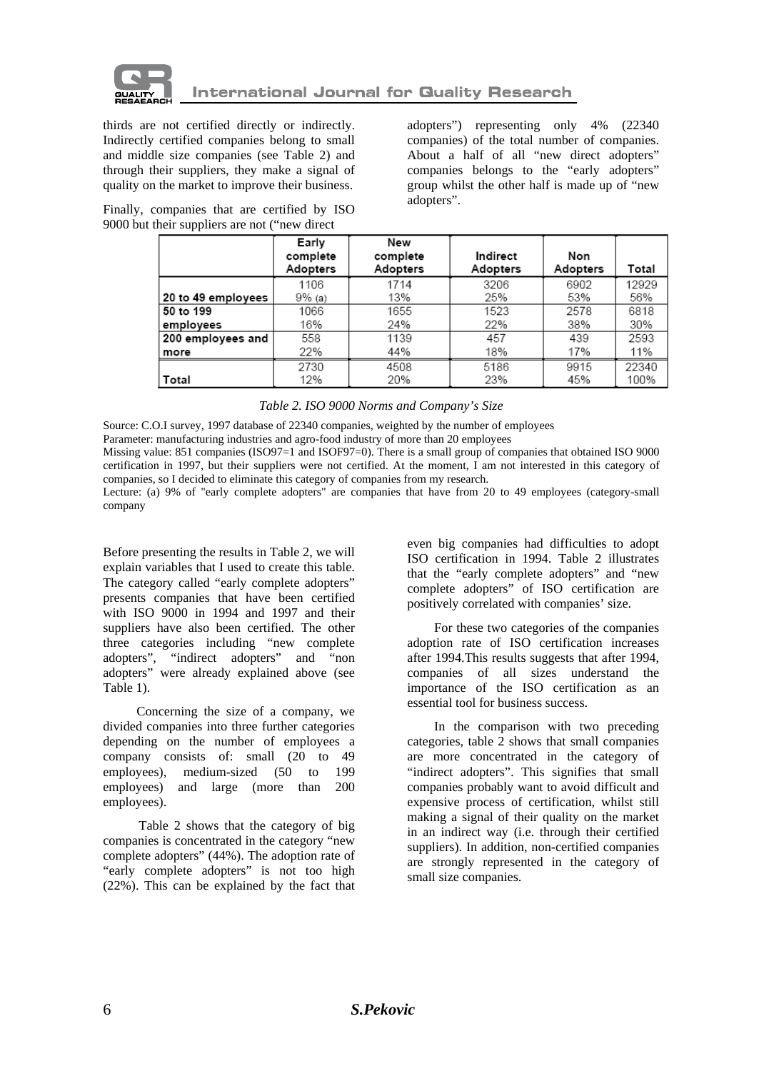thirds are not certified directly or indirectly. Indirectly certified companies belong to small and middle size companies (see Table 2) and through their suppliers, they make a signal of quality on the market to improve their business.

Finally, companies that are certified by ISO 9000 but their suppliers are not ("new direct adopters") representing only 4% (22340 companies) of the total number of companies. About a half of all "new direct adopters" companies belongs to the "early adopters" group whilst the other half is made up of "new adopters".

| | Early complete Adopters | New complete Adopters | Indirect Adopters | Non Adopters | Total |
|---|---|---|---|---|---|
| 20 to 49 employees | 1106<br>9% (a) | 1714<br>13% | 3206<br>25% | 6902<br>53% | 12929<br>56% |
| 50 to 199 employees | 1066<br>16% | 1655<br>24% | 1523<br>22% | 2578<br>38% | 6818<br>30% |
| 200 employees and more | 558<br>22% | 1139<br>44% | 457<br>18% | 439<br>17% | 2593<br>11% |
| Total | 2730<br>12% | 4508<br>20% | 5186<br>23% | 9915<br>45% | 22340<br>100% |

*Table 2. ISO 9000 Norms and Company's Size*

Source: C.O.I survey, 1997 database of 22340 companies, weighted by the number of employees

Parameter: manufacturing industries and agro-food industry of more than 20 employees

Missing value: 851 companies (ISO97=1 and ISOF97=0). There is a small group of companies that obtained ISO 9000 certification in 1997, but their suppliers were not certified. At the moment, I am not interested in this category of companies, so I decided to eliminate this category of companies from my research.

Lecture: (a) 9% of "early complete adopters" are companies that have from 20 to 49 employees (category-small company

Before presenting the results in Table 2, we will explain variables that I used to create this table. The category called "early complete adopters" presents companies that have been certified with ISO 9000 in 1994 and 1997 and their suppliers have also been certified. The other three categories including "new complete adopters", "indirect adopters" and "non adopters" were already explained above (see Table 1).

Concerning the size of a company, we divided companies into three further categories depending on the number of employees a company consists of: small (20 to 49 employees), medium-sized (50 to 199 employees) and large (more than 200 employees).

Table 2 shows that the category of big companies is concentrated in the category "new complete adopters" (44%). The adoption rate of "early complete adopters" is not too high (22%). This can be explained by the fact that even big companies had difficulties to adopt ISO certification in 1994. Table 2 illustrates that the "early complete adopters" and "new complete adopters" of ISO certification are positively correlated with companies' size.

For these two categories of the companies adoption rate of ISO certification increases after 1994.This results suggests that after 1994, companies of all sizes understand the importance of the ISO certification as an essential tool for business success.

In the comparison with two preceding categories, table 2 shows that small companies are more concentrated in the category of "indirect adopters". This signifies that small companies probably want to avoid difficult and expensive process of certification, whilst still making a signal of their quality on the market in an indirect way (i.e. through their certified suppliers). In addition, non-certified companies are strongly represented in the category of small size companies.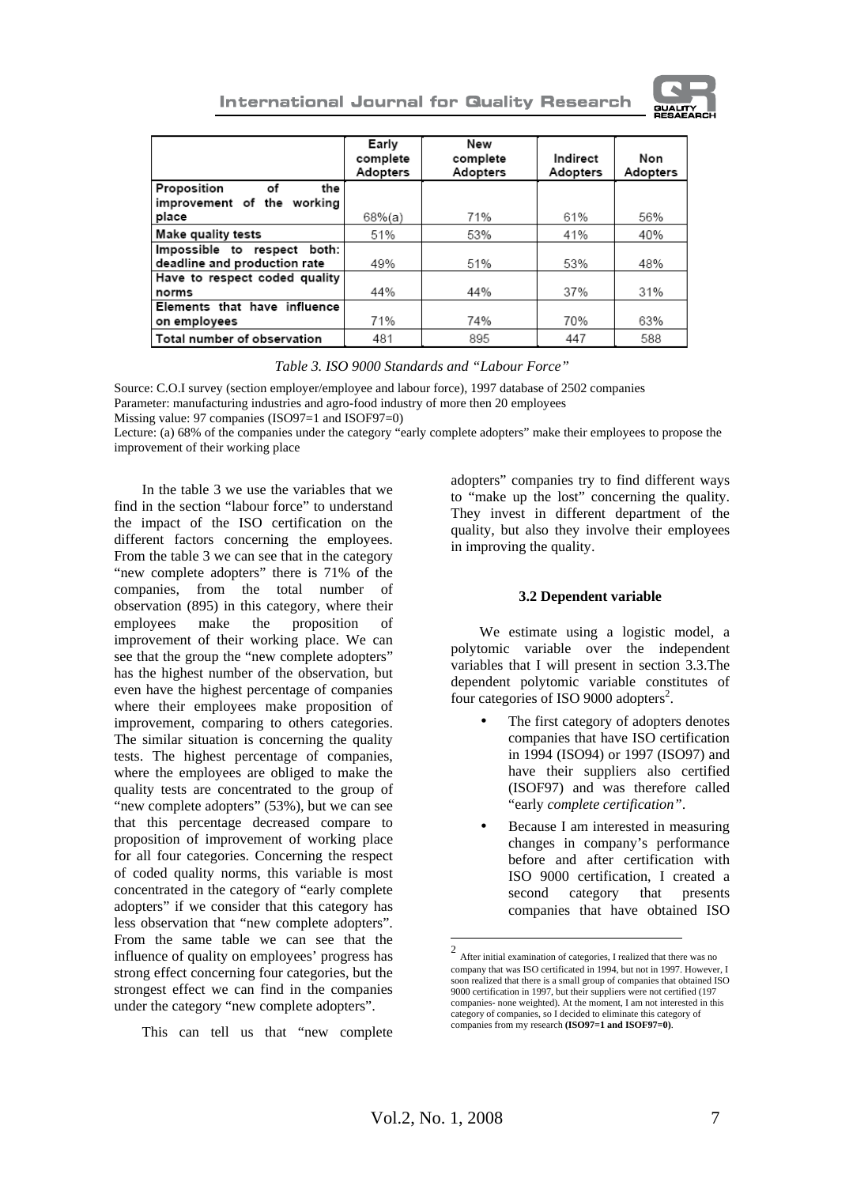|  | Early complete Adopters | New complete Adopters | Indirect Adopters | Non Adopters |
|---|---|---|---|---|
| Proposition of the improvement of the working place | 68%(a) | 71% | 61% | 56% |
| Make quality tests | 51% | 53% | 41% | 40% |
| Impossible to respect both: deadline and production rate | 49% | 51% | 53% | 48% |
| Have to respect coded quality norms | 44% | 44% | 37% | 31% |
| Elements that have influence on employees | 71% | 74% | 70% | 63% |
| Total number of observation | 481 | 895 | 447 | 588 |

*Table 3. ISO 9000 Standards and "Labour Force"*

Source: C.O.I survey (section employer/employee and labour force), 1997 database of 2502 companies
Parameter: manufacturing industries and agro-food industry of more then 20 employees
Missing value: 97 companies (ISO97=1 and ISOF97=0)
Lecture: (a) 68% of the companies under the category "early complete adopters" make their employees to propose the improvement of their working place

In the table 3 we use the variables that we find in the section "labour force" to understand the impact of the ISO certification on the different factors concerning the employees. From the table 3 we can see that in the category "new complete adopters" there is 71% of the companies, from the total number of observation (895) in this category, where their employees make the proposition of improvement of their working place. We can see that the group the "new complete adopters" has the highest number of the observation, but even have the highest percentage of companies where their employees make proposition of improvement, comparing to others categories. The similar situation is concerning the quality tests. The highest percentage of companies, where the employees are obliged to make the quality tests are concentrated to the group of "new complete adopters" (53%), but we can see that this percentage decreased compare to proposition of improvement of working place for all four categories. Concerning the respect of coded quality norms, this variable is most concentrated in the category of "early complete adopters" if we consider that this category has less observation that "new complete adopters". From the same table we can see that the influence of quality on employees' progress has strong effect concerning four categories, but the strongest effect we can find in the companies under the category "new complete adopters".

This can tell us that "new complete adopters" companies try to find different ways to "make up the lost" concerning the quality. They invest in different department of the quality, but also they involve their employees in improving the quality.

### 3.2 Dependent variable

We estimate using a logistic model, a polytomic variable over the independent variables that I will present in section 3.3.The dependent polytomic variable constitutes of four categories of ISO 9000 adopters[2].

- The first category of adopters denotes companies that have ISO certification in 1994 (ISO94) or 1997 (ISO97) and have their suppliers also certified (ISOF97) and was therefore called "early *complete certification"*.
- Because I am interested in measuring changes in company's performance before and after certification with ISO 9000 certification, I created a second category that presents companies that have obtained ISO

[2] After initial examination of categories, I realized that there was no company that was ISO certificated in 1994, but not in 1997. However, I soon realized that there is a small group of companies that obtained ISO 9000 certification in 1997, but their suppliers were not certified (197 companies- none weighted). At the moment, I am not interested in this category of companies, so I decided to eliminate this category of companies from my research **(ISO97=1 and ISOF97=0)**.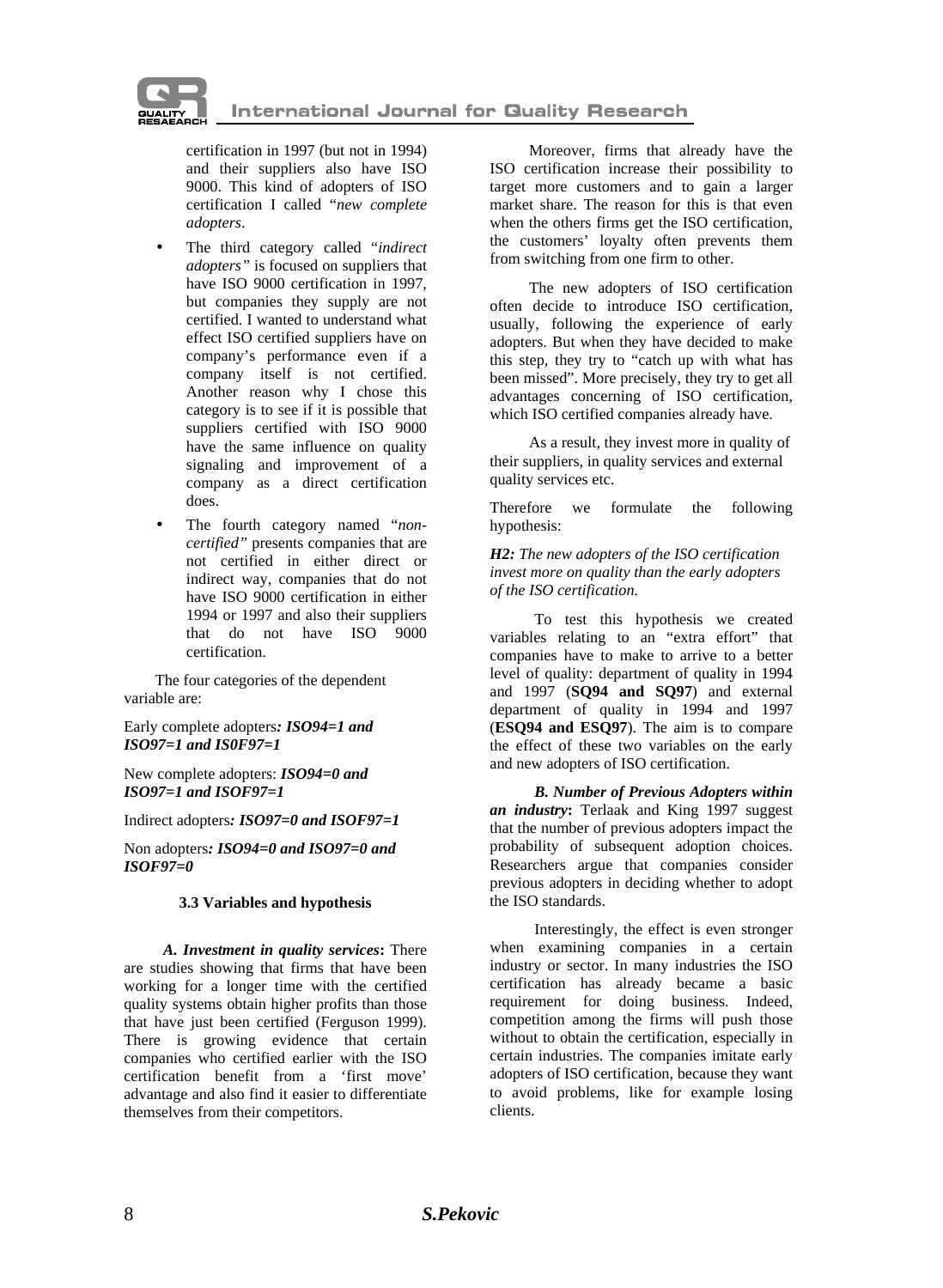certification in 1997 (but not in 1994) and their suppliers also have ISO 9000. This kind of adopters of ISO certification I called "*new complete adopters*.

- The third category called "*indirect adopters"* is focused on suppliers that have ISO 9000 certification in 1997, but companies they supply are not certified. I wanted to understand what effect ISO certified suppliers have on company's performance even if a company itself is not certified. Another reason why I chose this category is to see if it is possible that suppliers certified with ISO 9000 have the same influence on quality signaling and improvement of a company as a direct certification does.
- The fourth category named "*non-certified"* presents companies that are not certified in either direct or indirect way, companies that do not have ISO 9000 certification in either 1994 or 1997 and also their suppliers that do not have ISO 9000 certification.

The four categories of the dependent variable are:

Early complete adopters***: ISO94=1 and ISO97=1 and IS0F97=1***

New complete adopters: ***ISO94=0 and ISO97=1 and ISOF97=1***

Indirect adopters***: ISO97=0 and ISOF97=1***

Non adopters***: ISO94=0 and ISO97=0 and ISOF97=0***

### 3.3 Variables and hypothesis

***A. Investment in quality services*:** There are studies showing that firms that have been working for a longer time with the certified quality systems obtain higher profits than those that have just been certified (Ferguson 1999). There is growing evidence that certain companies who certified earlier with the ISO certification benefit from a 'first move' advantage and also find it easier to differentiate themselves from their competitors.

Moreover, firms that already have the ISO certification increase their possibility to target more customers and to gain a larger market share. The reason for this is that even when the others firms get the ISO certification, the customers' loyalty often prevents them from switching from one firm to other.

The new adopters of ISO certification often decide to introduce ISO certification, usually, following the experience of early adopters. But when they have decided to make this step, they try to "catch up with what has been missed". More precisely, they try to get all advantages concerning of ISO certification, which ISO certified companies already have.

As a result, they invest more in quality of their suppliers, in quality services and external quality services etc.

Therefore we formulate the following hypothesis:

***H2:*** *The new adopters of the ISO certification invest more on quality than the early adopters of the ISO certification.*

To test this hypothesis we created variables relating to an "extra effort" that companies have to make to arrive to a better level of quality: department of quality in 1994 and 1997 (**SQ94 and SQ97**) and external department of quality in 1994 and 1997 (**ESQ94 and ESQ97**). The aim is to compare the effect of these two variables on the early and new adopters of ISO certification.

***B. Number of Previous Adopters within an industry*:** Terlaak and King 1997 suggest that the number of previous adopters impact the probability of subsequent adoption choices. Researchers argue that companies consider previous adopters in deciding whether to adopt the ISO standards.

Interestingly, the effect is even stronger when examining companies in a certain industry or sector. In many industries the ISO certification has already became a basic requirement for doing business. Indeed, competition among the firms will push those without to obtain the certification, especially in certain industries. The companies imitate early adopters of ISO certification, because they want to avoid problems, like for example losing clients.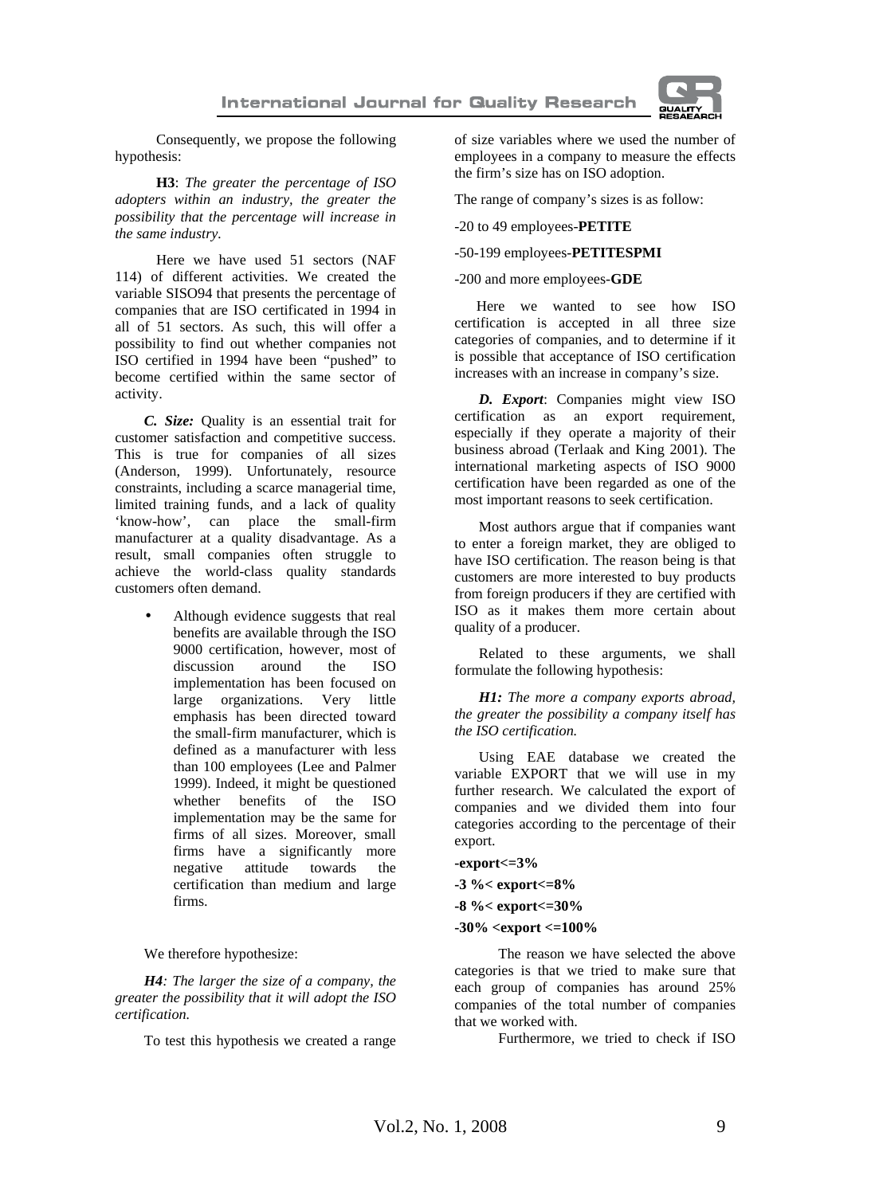Consequently, we propose the following hypothesis:

**H3**: *The greater the percentage of ISO adopters within an industry, the greater the possibility that the percentage will increase in the same industry.*

Here we have used 51 sectors (NAF 114) of different activities. We created the variable SISO94 that presents the percentage of companies that are ISO certificated in 1994 in all of 51 sectors. As such, this will offer a possibility to find out whether companies not ISO certified in 1994 have been "pushed" to become certified within the same sector of activity.

***C. Size:*** Quality is an essential trait for customer satisfaction and competitive success. This is true for companies of all sizes (Anderson, 1999). Unfortunately, resource constraints, including a scarce managerial time, limited training funds, and a lack of quality 'know-how', can place the small-firm manufacturer at a quality disadvantage. As a result, small companies often struggle to achieve the world-class quality standards customers often demand.

- Although evidence suggests that real benefits are available through the ISO 9000 certification, however, most of discussion around the ISO implementation has been focused on large organizations. Very little emphasis has been directed toward the small-firm manufacturer, which is defined as a manufacturer with less than 100 employees (Lee and Palmer 1999). Indeed, it might be questioned whether benefits of the ISO implementation may be the same for firms of all sizes. Moreover, small firms have a significantly more negative attitude towards the certification than medium and large firms.

We therefore hypothesize:

***H4****: The larger the size of a company, the greater the possibility that it will adopt the ISO certification.*

To test this hypothesis we created a range of size variables where we used the number of employees in a company to measure the effects the firm's size has on ISO adoption.

The range of company's sizes is as follow:

-20 to 49 employees-**PETITE**

-50-199 employees-**PETITESPMI**

-200 and more employees-**GDE**

Here we wanted to see how ISO certification is accepted in all three size categories of companies, and to determine if it is possible that acceptance of ISO certification increases with an increase in company's size.

***D. Export***: Companies might view ISO certification as an export requirement, especially if they operate a majority of their business abroad (Terlaak and King 2001). The international marketing aspects of ISO 9000 certification have been regarded as one of the most important reasons to seek certification.

Most authors argue that if companies want to enter a foreign market, they are obliged to have ISO certification. The reason being is that customers are more interested to buy products from foreign producers if they are certified with ISO as it makes them more certain about quality of a producer.

Related to these arguments, we shall formulate the following hypothesis:

***H1:*** *The more a company exports abroad, the greater the possibility a company itself has the ISO certification.*

Using EAE database we created the variable EXPORT that we will use in my further research. We calculated the export of companies and we divided them into four categories according to the percentage of their export.

**-export<=3%**

**-3 %< export<=8%**

**-8 %< export<=30%**

**-30% <export <=100%**

The reason we have selected the above categories is that we tried to make sure that each group of companies has around 25% companies of the total number of companies that we worked with.

Furthermore, we tried to check if ISO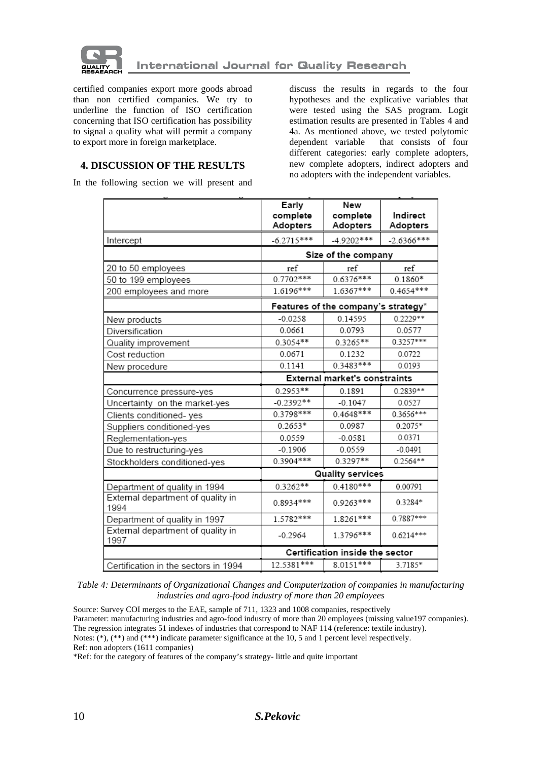certified companies export more goods abroad than non certified companies. We try to underline the function of ISO certification concerning that ISO certification has possibility to signal a quality what will permit a company to export more in foreign marketplace.

## 4. DISCUSSION OF THE RESULTS

In the following section we will present and discuss the results in regards to the four hypotheses and the explicative variables that were tested using the SAS program. Logit estimation results are presented in Tables 4 and 4a. As mentioned above, we tested polytomic dependent variable that consists of four different categories: early complete adopters, new complete adopters, indirect adopters and no adopters with the independent variables.

| | Early complete Adopters | New complete Adopters | Indirect Adopters |
|---|---|---|---|
| Intercept | -6.2715*** | -4.9202*** | -2.6366*** |
| | Size of the company | | |
| 20 to 50 employees | ref | ref | ref |
| 50 to 199 employees | 0.7702*** | 0.6376*** | 0.1860* |
| 200 employees and more | 1.6196*** | 1.6367*** | 0.4654*** |
| | Features of the company's strategy* | | |
| New products | -0.0258 | 0.14595 | 0.2229** |
| Diversification | 0.0661 | 0.0793 | 0.0577 |
| Quality improvement | 0.3054** | 0.3265** | 0.3257*** |
| Cost reduction | 0.0671 | 0.1232 | 0.0722 |
| New procedure | 0.1141 | 0.3483*** | 0.0193 |
| | External market's constraints | | |
| Concurrence pressure-yes | 0.2953** | 0.1891 | 0.2839** |
| Uncertainty on the market-yes | -0.2392** | -0.1047 | 0.0527 |
| Clients conditioned- yes | 0.3798*** | 0.4648*** | 0.3656*** |
| Suppliers conditioned-yes | 0.2653* | 0.0987 | 0.2075* |
| Reglementation-yes | 0.0559 | -0.0581 | 0.0371 |
| Due to restructuring-yes | -0.1906 | 0.0559 | -0.0491 |
| Stockholders conditioned-yes | 0.3904*** | 0.3297** | 0.2564** |
| | Quality services | | |
| Department of quality in 1994 | 0.3262** | 0.4180*** | 0.00791 |
| External department of quality in 1994 | 0.8934*** | 0.9263*** | 0.3284* |
| Department of quality in 1997 | 1.5782*** | 1.8261*** | 0.7887*** |
| External department of quality in 1997 | -0.2964 | 1.3796*** | 0.6214*** |
| | Certification inside the sector | | |
| Certification in the sectors in 1994 | 12.5381*** | 8.0151*** | 3.7185* |

*Table 4: Determinants of Organizational Changes and Computerization of companies in manufacturing industries and agro-food industry of more than 20 employees*

Source: Survey COI merges to the EAE, sample of 711, 1323 and 1008 companies, respectively
Parameter: manufacturing industries and agro-food industry of more than 20 employees (missing value197 companies).
The regression integrates 51 indexes of industries that correspond to NAF 114 (reference: textile industry).
Notes: (*), (**) and (***) indicate parameter significance at the 10, 5 and 1 percent level respectively.
Ref: non adopters (1611 companies)
*Ref: for the category of features of the company's strategy- little and quite important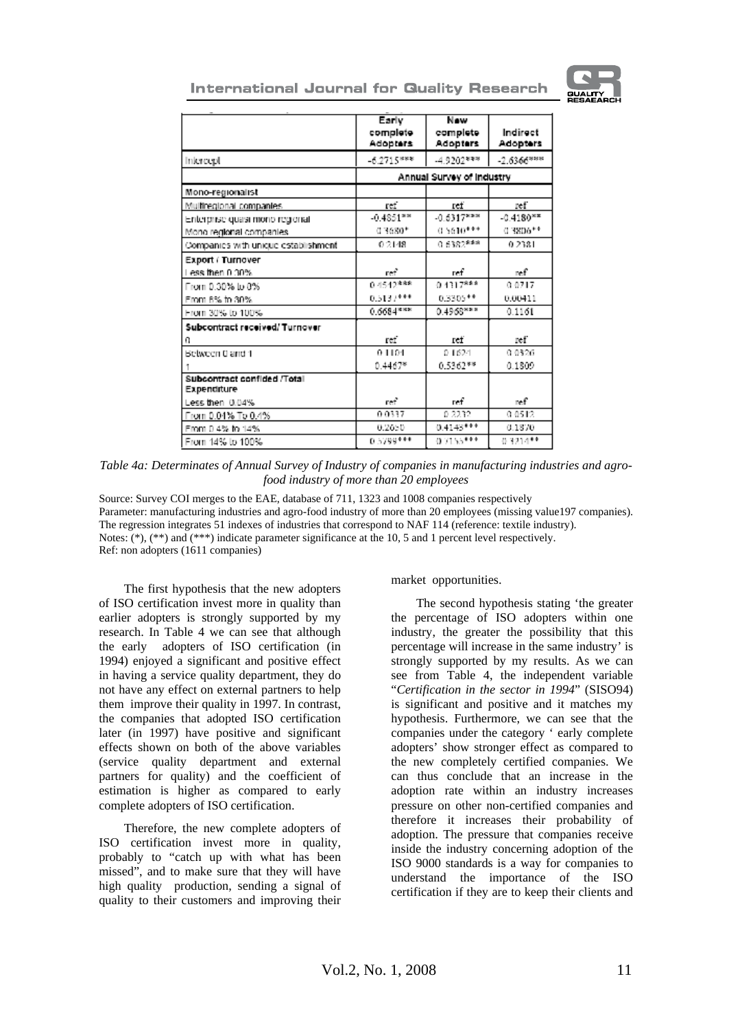| | Early complete Adopters | New complete Adopters | Indirect Adopters |
|---|---|---|---|
| Intercept | -6.2715*** | -4.9202*** | -2.6366*** |
| | Annual Survey of Industry | | |
| **Mono-regionalist** | | | |
| Multiregional companies | ref | ref | ref |
| Enterprise quasi mono regional | -0.4851** | -0.6317*** | -0.4180** |
| Mono regional companies | 0.3680* | 0.5610*** | 0.3806** |
| Companies with unique establishment | 0.2148 | 0.6382*** | 0.2381 |
| **Export / Turnover** | | | |
| Less then 0.30% | ref | ref | ref |
| From 0.30% to 8% | 0.4542*** | 0.4317*** | 0.0717 |
| From 8% to 30% | 0.5137*** | 0.3305** | 0.00411 |
| From 30% to 100% | 0.6684*** | 0.4568*** | 0.1161 |
| **Subcontract received/ Turnover** | | | |
| 0 | ref | ref | ref |
| Between 0 and 1 | 0.1104 | 0.1624 | 0.0326 |
| 1 | 0.4467* | 0.5362** | 0.1809 |
| **Subcontract confided /Total Expenditure** | | | |
| Less then 0.04% | ref | ref | ref |
| From 0.04% To 0.4% | 0.0337 | 0.2232 | 0.0512 |
| From 0.4% to 14% | 0.2650 | 0.4145*** | 0.1870 |
| From 14% to 100% | 0.5789*** | 0.7155*** | 0.3214** |

*Table 4a: Determinates of Annual Survey of Industry of companies in manufacturing industries and agro-food industry of more than 20 employees*

Source: Survey COI merges to the EAE, database of 711, 1323 and 1008 companies respectively
Parameter: manufacturing industries and agro-food industry of more than 20 employees (missing value197 companies).
The regression integrates 51 indexes of industries that correspond to NAF 114 (reference: textile industry).
Notes: (*), (**) and (***) indicate parameter significance at the 10, 5 and 1 percent level respectively.
Ref: non adopters (1611 companies)

The first hypothesis that the new adopters of ISO certification invest more in quality than earlier adopters is strongly supported by my research. In Table 4 we can see that although the early adopters of ISO certification (in 1994) enjoyed a significant and positive effect in having a service quality department, they do not have any effect on external partners to help them improve their quality in 1997. In contrast, the companies that adopted ISO certification later (in 1997) have positive and significant effects shown on both of the above variables (service quality department and external partners for quality) and the coefficient of estimation is higher as compared to early complete adopters of ISO certification.

Therefore, the new complete adopters of ISO certification invest more in quality, probably to "catch up with what has been missed", and to make sure that they will have high quality production, sending a signal of quality to their customers and improving their market opportunities.

The second hypothesis stating 'the greater the percentage of ISO adopters within one industry, the greater the possibility that this percentage will increase in the same industry' is strongly supported by my results. As we can see from Table 4, the independent variable "*Certification in the sector in 1994*" (SISO94) is significant and positive and it matches my hypothesis. Furthermore, we can see that the companies under the category ' early complete adopters' show stronger effect as compared to the new completely certified companies. We can thus conclude that an increase in the adoption rate within an industry increases pressure on other non-certified companies and therefore it increases their probability of adoption. The pressure that companies receive inside the industry concerning adoption of the ISO 9000 standards is a way for companies to understand the importance of the ISO certification if they are to keep their clients and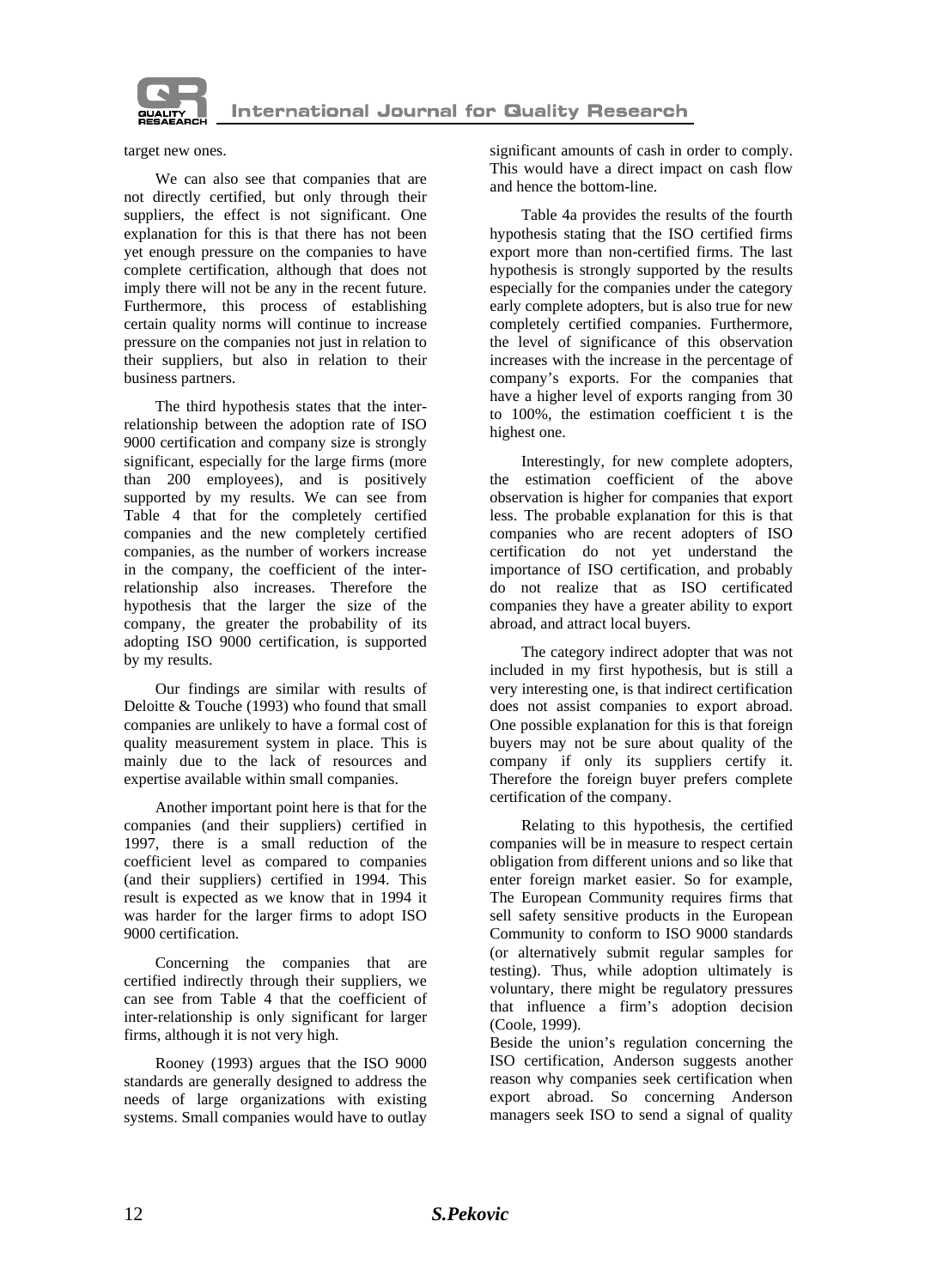target new ones.

We can also see that companies that are not directly certified, but only through their suppliers, the effect is not significant. One explanation for this is that there has not been yet enough pressure on the companies to have complete certification, although that does not imply there will not be any in the recent future. Furthermore, this process of establishing certain quality norms will continue to increase pressure on the companies not just in relation to their suppliers, but also in relation to their business partners.

The third hypothesis states that the inter-relationship between the adoption rate of ISO 9000 certification and company size is strongly significant, especially for the large firms (more than 200 employees), and is positively supported by my results. We can see from Table 4 that for the completely certified companies and the new completely certified companies, as the number of workers increase in the company, the coefficient of the inter-relationship also increases. Therefore the hypothesis that the larger the size of the company, the greater the probability of its adopting ISO 9000 certification, is supported by my results.

Our findings are similar with results of Deloitte & Touche (1993) who found that small companies are unlikely to have a formal cost of quality measurement system in place. This is mainly due to the lack of resources and expertise available within small companies.

Another important point here is that for the companies (and their suppliers) certified in 1997, there is a small reduction of the coefficient level as compared to companies (and their suppliers) certified in 1994. This result is expected as we know that in 1994 it was harder for the larger firms to adopt ISO 9000 certification.

Concerning the companies that are certified indirectly through their suppliers, we can see from Table 4 that the coefficient of inter-relationship is only significant for larger firms, although it is not very high.

Rooney (1993) argues that the ISO 9000 standards are generally designed to address the needs of large organizations with existing systems. Small companies would have to outlay significant amounts of cash in order to comply. This would have a direct impact on cash flow and hence the bottom-line.

Table 4a provides the results of the fourth hypothesis stating that the ISO certified firms export more than non-certified firms. The last hypothesis is strongly supported by the results especially for the companies under the category early complete adopters, but is also true for new completely certified companies. Furthermore, the level of significance of this observation increases with the increase in the percentage of company's exports. For the companies that have a higher level of exports ranging from 30 to 100%, the estimation coefficient t is the highest one.

Interestingly, for new complete adopters, the estimation coefficient of the above observation is higher for companies that export less. The probable explanation for this is that companies who are recent adopters of ISO certification do not yet understand the importance of ISO certification, and probably do not realize that as ISO certificated companies they have a greater ability to export abroad, and attract local buyers.

The category indirect adopter that was not included in my first hypothesis, but is still a very interesting one, is that indirect certification does not assist companies to export abroad. One possible explanation for this is that foreign buyers may not be sure about quality of the company if only its suppliers certify it. Therefore the foreign buyer prefers complete certification of the company.

Relating to this hypothesis, the certified companies will be in measure to respect certain obligation from different unions and so like that enter foreign market easier. So for example, The European Community requires firms that sell safety sensitive products in the European Community to conform to ISO 9000 standards (or alternatively submit regular samples for testing). Thus, while adoption ultimately is voluntary, there might be regulatory pressures that influence a firm's adoption decision (Coole, 1999).

Beside the union's regulation concerning the ISO certification, Anderson suggests another reason why companies seek certification when export abroad. So concerning Anderson managers seek ISO to send a signal of quality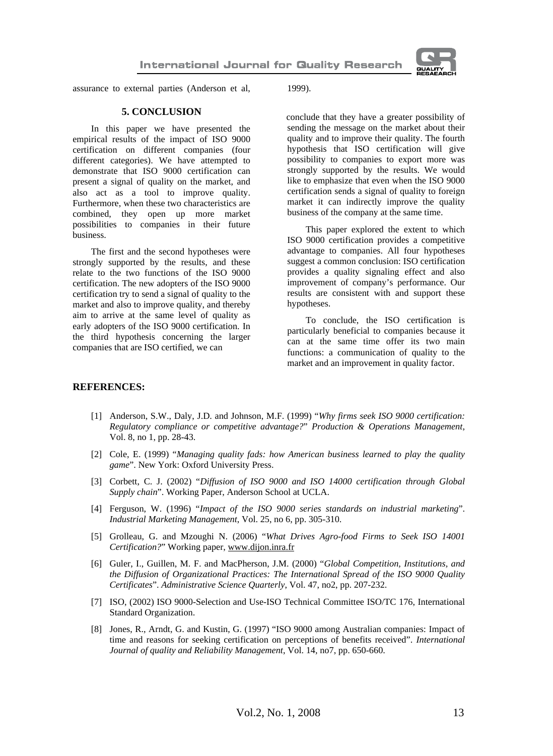assurance to external parties (Anderson et al, 1999).

## 5. CONCLUSION

In this paper we have presented the empirical results of the impact of ISO 9000 certification on different companies (four different categories). We have attempted to demonstrate that ISO 9000 certification can present a signal of quality on the market, and also act as a tool to improve quality. Furthermore, when these two characteristics are combined, they open up more market possibilities to companies in their future business.

The first and the second hypotheses were strongly supported by the results, and these relate to the two functions of the ISO 9000 certification. The new adopters of the ISO 9000 certification try to send a signal of quality to the market and also to improve quality, and thereby aim to arrive at the same level of quality as early adopters of the ISO 9000 certification. In the third hypothesis concerning the larger companies that are ISO certified, we can conclude that they have a greater possibility of sending the message on the market about their quality and to improve their quality. The fourth hypothesis that ISO certification will give possibility to companies to export more was strongly supported by the results. We would like to emphasize that even when the ISO 9000 certification sends a signal of quality to foreign market it can indirectly improve the quality business of the company at the same time.

This paper explored the extent to which ISO 9000 certification provides a competitive advantage to companies. All four hypotheses suggest a common conclusion: ISO certification provides a quality signaling effect and also improvement of company's performance. Our results are consistent with and support these hypotheses.

To conclude, the ISO certification is particularly beneficial to companies because it can at the same time offer its two main functions: a communication of quality to the market and an improvement in quality factor.

## REFERENCES:

[1] Anderson, S.W., Daly, J.D. and Johnson, M.F. (1999) "*Why firms seek ISO 9000 certification: Regulatory compliance or competitive advantage?*" *Production & Operations Management*, Vol. 8, no 1, pp. 28-43.

[2] Cole, E. (1999) "*Managing quality fads: how American business learned to play the quality game*". New York: Oxford University Press.

[3] Corbett, C. J. (2002) "*Diffusion of ISO 9000 and ISO 14000 certification through Global Supply chain*". Working Paper, Anderson School at UCLA.

[4] Ferguson, W. (1996) "*Impact of the ISO 9000 series standards on industrial marketing*". *Industrial Marketing Management*, Vol. 25, no 6, pp. 305-310.

[5] Grolleau, G. and Mzoughi N. (2006) "*What Drives Agro-food Firms to Seek ISO 14001 Certification?*" Working paper, www.dijon.inra.fr

[6] Guler, I., Guillen, M. F. and MacPherson, J.M. (2000) "*Global Competition, Institutions, and the Diffusion of Organizational Practices: The International Spread of the ISO 9000 Quality Certificates*". *Administrative Science Quarterly*, Vol. 47, no2, pp. 207-232.

[7] ISO, (2002) ISO 9000-Selection and Use-ISO Technical Committee ISO/TC 176, International Standard Organization.

[8] Jones, R., Arndt, G. and Kustin, G. (1997) "ISO 9000 among Australian companies: Impact of time and reasons for seeking certification on perceptions of benefits received". *International Journal of quality and Reliability Management*, Vol. 14, no7, pp. 650-660.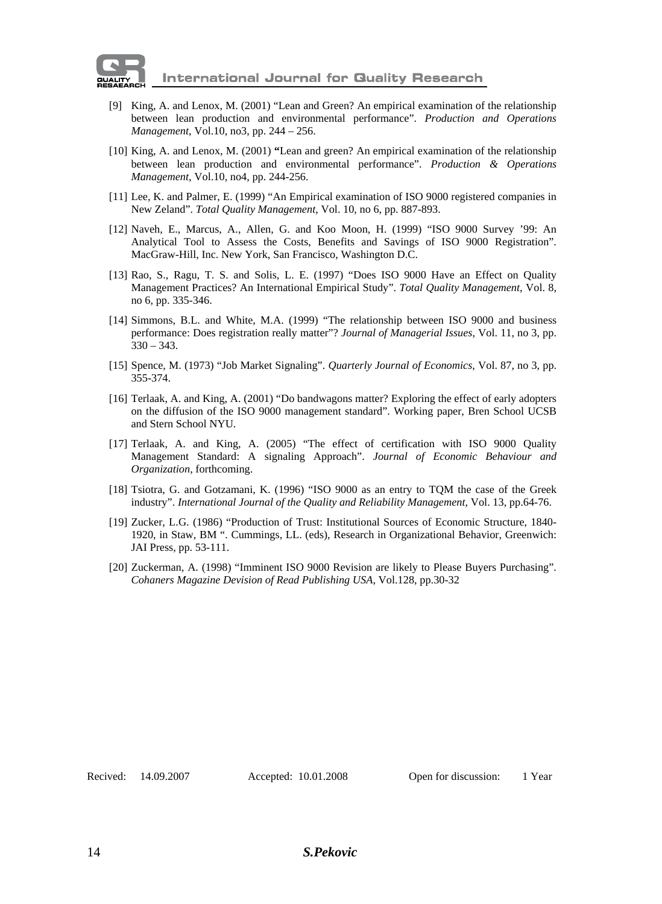[9] King, A. and Lenox, M. (2001) "Lean and Green? An empirical examination of the relationship between lean production and environmental performance". *Production and Operations Management*, Vol.10, no3, pp. 244 – 256.

[10] King, A. and Lenox, M. (2001) **"**Lean and green? An empirical examination of the relationship between lean production and environmental performance". *Production & Operations Management*, Vol.10, no4, pp. 244-256.

[11] Lee, K. and Palmer, E. (1999) "An Empirical examination of ISO 9000 registered companies in New Zeland". *Total Quality Management*, Vol. 10, no 6, pp. 887-893.

[12] Naveh, E., Marcus, A., Allen, G. and Koo Moon, H. (1999) "ISO 9000 Survey '99: An Analytical Tool to Assess the Costs, Benefits and Savings of ISO 9000 Registration". MacGraw-Hill, Inc. New York, San Francisco, Washington D.C.

[13] Rao, S., Ragu, T. S. and Solis, L. E. (1997) "Does ISO 9000 Have an Effect on Quality Management Practices? An International Empirical Study". *Total Quality Management*, Vol. 8, no 6, pp. 335-346.

[14] Simmons, B.L. and White, M.A. (1999) "The relationship between ISO 9000 and business performance: Does registration really matter"? *Journal of Managerial Issues*, Vol. 11, no 3, pp. 330 – 343.

[15] Spence, M. (1973) "Job Market Signaling". *Quarterly Journal of Economics*, Vol. 87, no 3, pp. 355-374.

[16] Terlaak, A. and King, A. (2001) "Do bandwagons matter? Exploring the effect of early adopters on the diffusion of the ISO 9000 management standard". Working paper, Bren School UCSB and Stern School NYU.

[17] Terlaak, A. and King, A. (2005) "The effect of certification with ISO 9000 Quality Management Standard: A signaling Approach". *Journal of Economic Behaviour and Organization*, forthcoming.

[18] Tsiotra, G. and Gotzamani, K. (1996) "ISO 9000 as an entry to TQM the case of the Greek industry". *International Journal of the Quality and Reliability Management*, Vol. 13, pp.64-76.

[19] Zucker, L.G. (1986) "Production of Trust: Institutional Sources of Economic Structure, 1840-1920, in Staw, BM ". Cummings, LL. (eds), Research in Organizational Behavior, Greenwich: JAI Press, pp. 53-111.

[20] Zuckerman, A. (1998) "Imminent ISO 9000 Revision are likely to Please Buyers Purchasing". *Cohaners Magazine Devision of Read Publishing USA*, Vol.128, pp.30-32

Recived: 14.09.2007 Accepted: 10.01.2008 Open for discussion: 1 Year